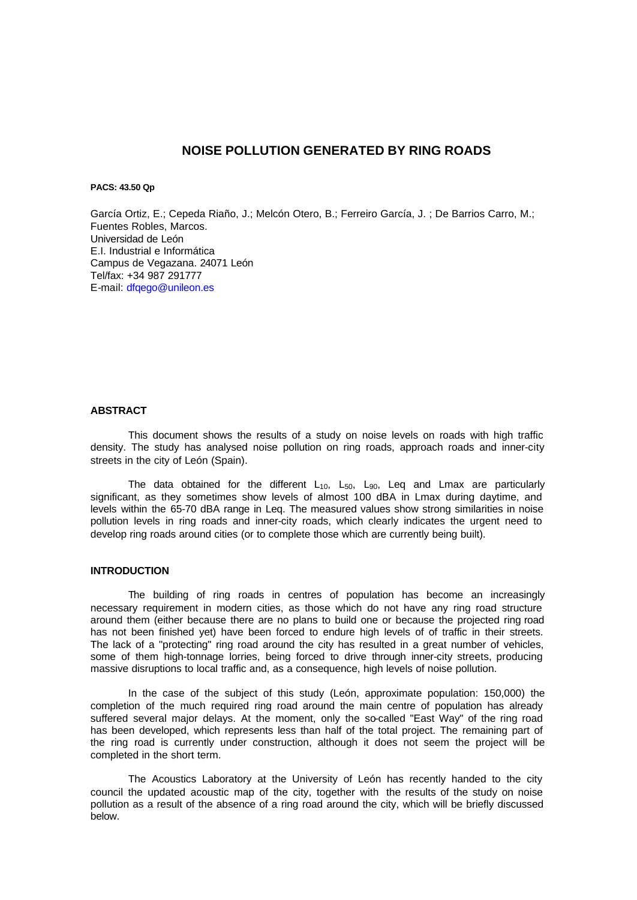# NOISE POLLUTION GENERATED BY RING ROADS

**PACS: 43.50 Qp**

García Ortiz, E.; Cepeda Riaño, J.; Melcón Otero, B.; Ferreiro García, J. ; De Barrios Carro, M.; Fuentes Robles, Marcos.
Universidad de León
E.I. Industrial e Informática
Campus de Vegazana. 24071 León
Tel/fax: +34 987 291777
E-mail: dfqego@unileon.es

## ABSTRACT

This document shows the results of a study on noise levels on roads with high traffic density. The study has analysed noise pollution on ring roads, approach roads and inner-city streets in the city of León (Spain).

The data obtained for the different $L_{10}$, $L_{50}$, $L_{90}$, Leq and Lmax are particularly significant, as they sometimes show levels of almost 100 dBA in Lmax during daytime, and levels within the 65-70 dBA range in Leq. The measured values show strong similarities in noise pollution levels in ring roads and inner-city roads, which clearly indicates the urgent need to develop ring roads around cities (or to complete those which are currently being built).

## INTRODUCTION

The building of ring roads in centres of population has become an increasingly necessary requirement in modern cities, as those which do not have any ring road structure around them (either because there are no plans to build one or because the projected ring road has not been finished yet) have been forced to endure high levels of of traffic in their streets. The lack of a "protecting" ring road around the city has resulted in a great number of vehicles, some of them high-tonnage lorries, being forced to drive through inner-city streets, producing massive disruptions to local traffic and, as a consequence, high levels of noise pollution.

In the case of the subject of this study (León, approximate population: 150,000) the completion of the much required ring road around the main centre of population has already suffered several major delays. At the moment, only the so-called "East Way" of the ring road has been developed, which represents less than half of the total project. The remaining part of the ring road is currently under construction, although it does not seem the project will be completed in the short term.

The Acoustics Laboratory at the University of León has recently handed to the city council the updated acoustic map of the city, together with the results of the study on noise pollution as a result of the absence of a ring road around the city, which will be briefly discussed below.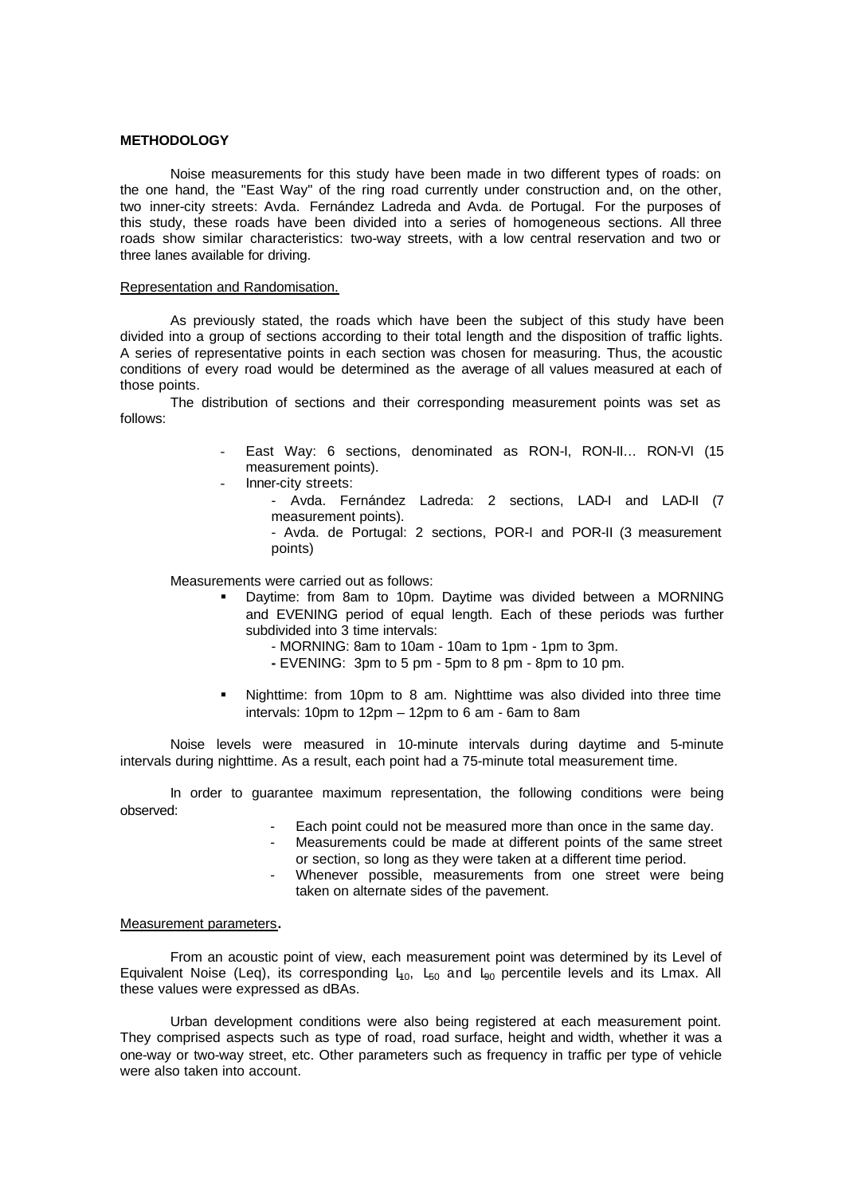**METHODOLOGY**

Noise measurements for this study have been made in two different types of roads: on the one hand, the "East Way" of the ring road currently under construction and, on the other, two inner-city streets: Avda. Fernández Ladreda and Avda. de Portugal. For the purposes of this study, these roads have been divided into a series of homogeneous sections. All three roads show similar characteristics: two-way streets, with a low central reservation and two or three lanes available for driving.

Representation and Randomisation.

As previously stated, the roads which have been the subject of this study have been divided into a group of sections according to their total length and the disposition of traffic lights. A series of representative points in each section was chosen for measuring. Thus, the acoustic conditions of every road would be determined as the average of all values measured at each of those points.

The distribution of sections and their corresponding measurement points was set as follows:

- East Way: 6 sections, denominated as RON-I, RON-II… RON-VI (15 measurement points).
- Inner-city streets:
  - Avda. Fernández Ladreda: 2 sections, LAD-I and LAD-II (7 measurement points).
  - Avda. de Portugal: 2 sections, POR-I and POR-II (3 measurement points)

Measurements were carried out as follows:

- Daytime: from 8am to 10pm. Daytime was divided between a MORNING and EVENING period of equal length. Each of these periods was further subdivided into 3 time intervals:
  - MORNING: 8am to 10am - 10am to 1pm - 1pm to 3pm.
  - EVENING: 3pm to 5 pm - 5pm to 8 pm - 8pm to 10 pm.
- Nighttime: from 10pm to 8 am. Nighttime was also divided into three time intervals: 10pm to 12pm – 12pm to 6 am - 6am to 8am

Noise levels were measured in 10-minute intervals during daytime and 5-minute intervals during nighttime. As a result, each point had a 75-minute total measurement time.

In order to guarantee maximum representation, the following conditions were being observed:

- Each point could not be measured more than once in the same day.
- Measurements could be made at different points of the same street or section, so long as they were taken at a different time period.
- Whenever possible, measurements from one street were being taken on alternate sides of the pavement.

Measurement parameters.

From an acoustic point of view, each measurement point was determined by its Level of Equivalent Noise (Leq), its corresponding $L_{10}$, $L_{50}$ and $L_{90}$ percentile levels and its Lmax. All these values were expressed as dBAs.

Urban development conditions were also being registered at each measurement point. They comprised aspects such as type of road, road surface, height and width, whether it was a one-way or two-way street, etc. Other parameters such as frequency in traffic per type of vehicle were also taken into account.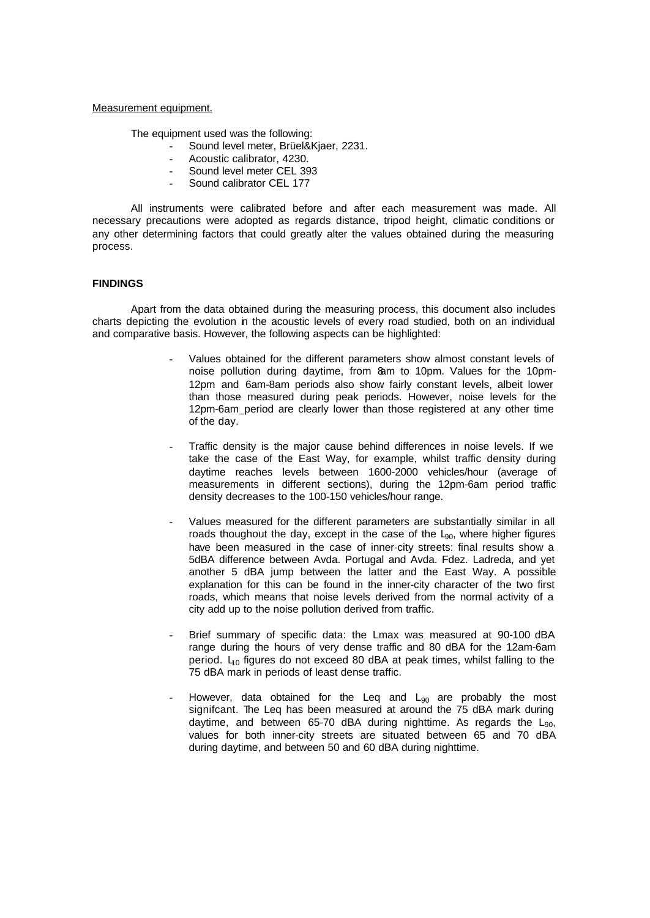Measurement equipment.

The equipment used was the following:

- Sound level meter, Brüel&Kjaer, 2231.
- Acoustic calibrator, 4230.
- Sound level meter CEL 393
- Sound calibrator CEL 177

All instruments were calibrated before and after each measurement was made. All necessary precautions were adopted as regards distance, tripod height, climatic conditions or any other determining factors that could greatly alter the values obtained during the measuring process.

**FINDINGS**

Apart from the data obtained during the measuring process, this document also includes charts depicting the evolution in the acoustic levels of every road studied, both on an individual and comparative basis. However, the following aspects can be highlighted:

- Values obtained for the different parameters show almost constant levels of noise pollution during daytime, from 8am to 10pm. Values for the 10pm-12pm and 6am-8am periods also show fairly constant levels, albeit lower than those measured during peak periods. However, noise levels for the 12pm-6am_period are clearly lower than those registered at any other time of the day.

- Traffic density is the major cause behind differences in noise levels. If we take the case of the East Way, for example, whilst traffic density during daytime reaches levels between 1600-2000 vehicles/hour (average of measurements in different sections), during the 12pm-6am period traffic density decreases to the 100-150 vehicles/hour range.

- Values measured for the different parameters are substantially similar in all roads thoughout the day, except in the case of the $L_{90}$, where higher figures have been measured in the case of inner-city streets: final results show a 5dBA difference between Avda. Portugal and Avda. Fdez. Ladreda, and yet another 5 dBA jump between the latter and the East Way. A possible explanation for this can be found in the inner-city character of the two first roads, which means that noise levels derived from the normal activity of a city add up to the noise pollution derived from traffic.

- Brief summary of specific data: the Lmax was measured at 90-100 dBA range during the hours of very dense traffic and 80 dBA for the 12am-6am period. $L_{10}$ figures do not exceed 80 dBA at peak times, whilst falling to the 75 dBA mark in periods of least dense traffic.

- However, data obtained for the Leq and $L_{90}$ are probably the most signifcant. The Leq has been measured at around the 75 dBA mark during daytime, and between 65-70 dBA during nighttime. As regards the $L_{90}$, values for both inner-city streets are situated between 65 and 70 dBA during daytime, and between 50 and 60 dBA during nighttime.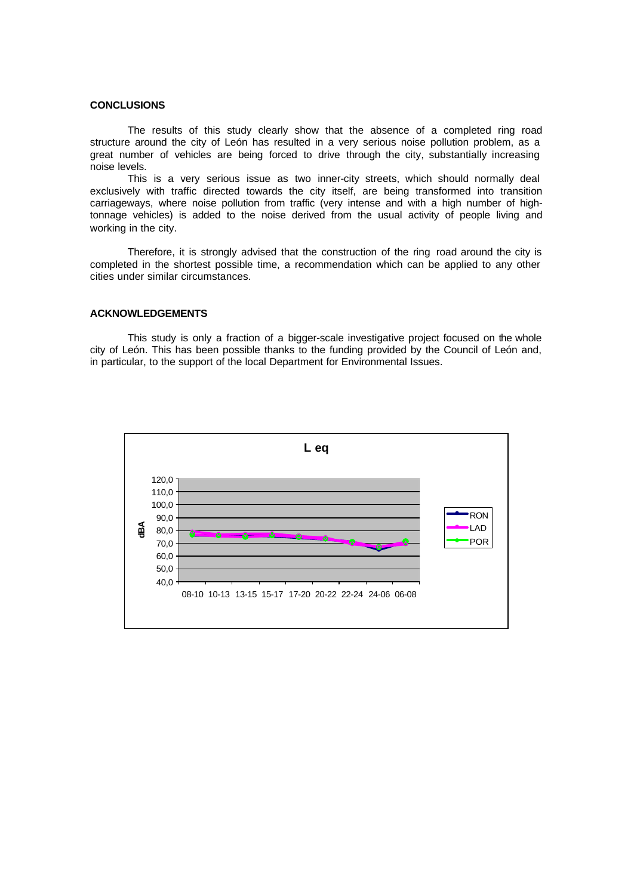**CONCLUSIONS**

The results of this study clearly show that the absence of a completed ring road structure around the city of León has resulted in a very serious noise pollution problem, as a great number of vehicles are being forced to drive through the city, substantially increasing noise levels.

This is a very serious issue as two inner-city streets, which should normally deal exclusively with traffic directed towards the city itself, are being transformed into transition carriageways, where noise pollution from traffic (very intense and with a high number of high-tonnage vehicles) is added to the noise derived from the usual activity of people living and working in the city.

Therefore, it is strongly advised that the construction of the ring road around the city is completed in the shortest possible time, a recommendation which can be applied to any other cities under similar circumstances.

**ACKNOWLEDGEMENTS**

This study is only a fraction of a bigger-scale investigative project focused on the whole city of León. This has been possible thanks to the funding provided by the Council of León and, in particular, to the support of the local Department for Environmental Issues.

**L eq**

dBA (40,0 – 120,0); time intervals: 08-10, 10-13, 13-15, 15-17, 17-20, 20-22, 22-24, 24-06, 06-08; series: RON, LAD, POR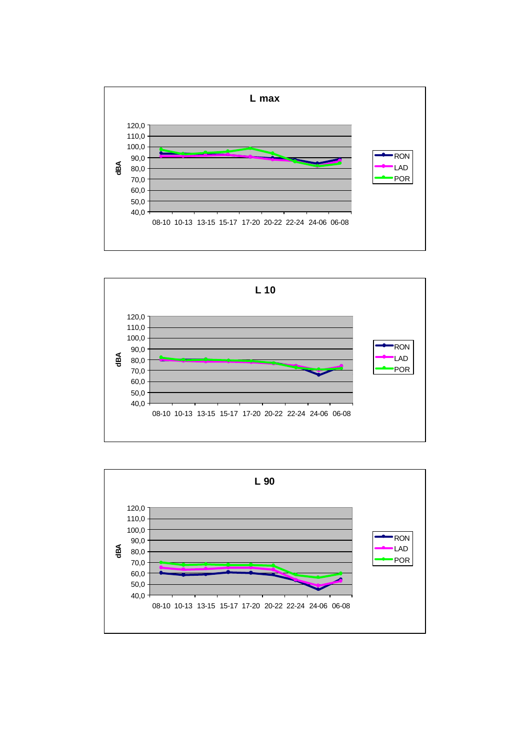**L max**

**L 10**

**L 90**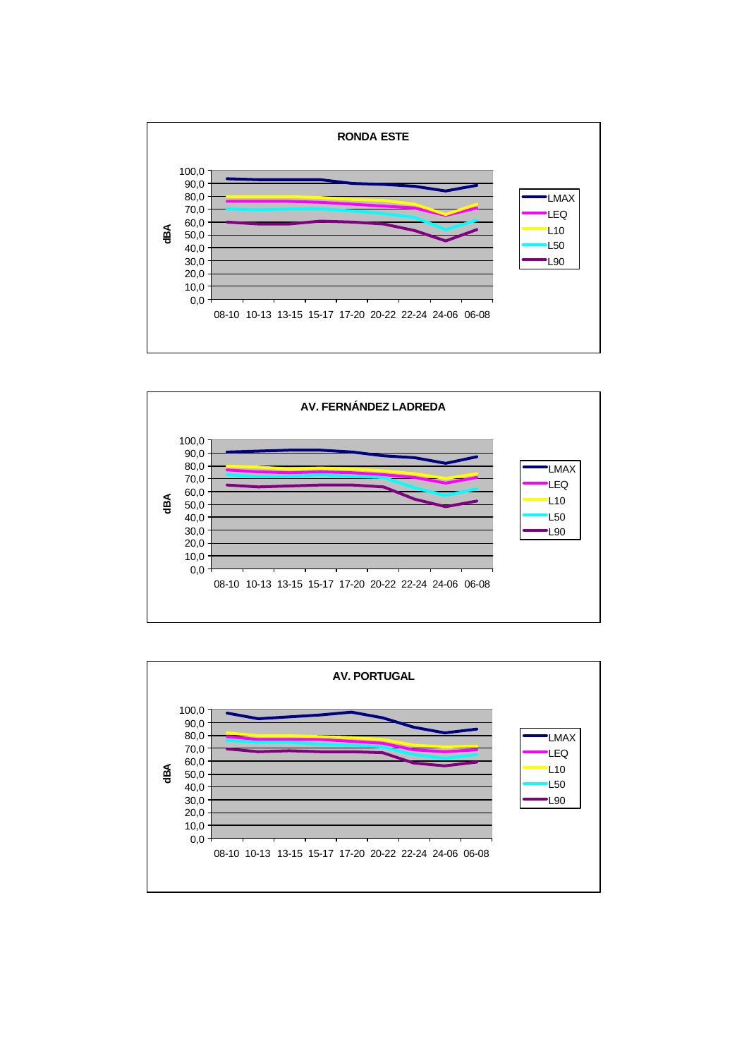**RONDA ESTE**

dBA

100,0
90,0
80,0
70,0
60,0
50,0
40,0
30,0
20,0
10,0
0,0

08-10 10-13 13-15 15-17 17-20 20-22 22-24 24-06 06-08

LMAX
LEQ
L10
L50
L90

**AV. FERNÁNDEZ LADREDA**

dBA

100,0
90,0
80,0
70,0
60,0
50,0
40,0
30,0
20,0
10,0
0,0

08-10 10-13 13-15 15-17 17-20 20-22 22-24 24-06 06-08

LMAX
LEQ
L10
L50
L90

**AV. PORTUGAL**

dBA

100,0
90,0
80,0
70,0
60,0
50,0
40,0
30,0
20,0
10,0
0,0

08-10 10-13 13-15 15-17 17-20 20-22 22-24 24-06 06-08

LMAX
LEQ
L10
L50
L90